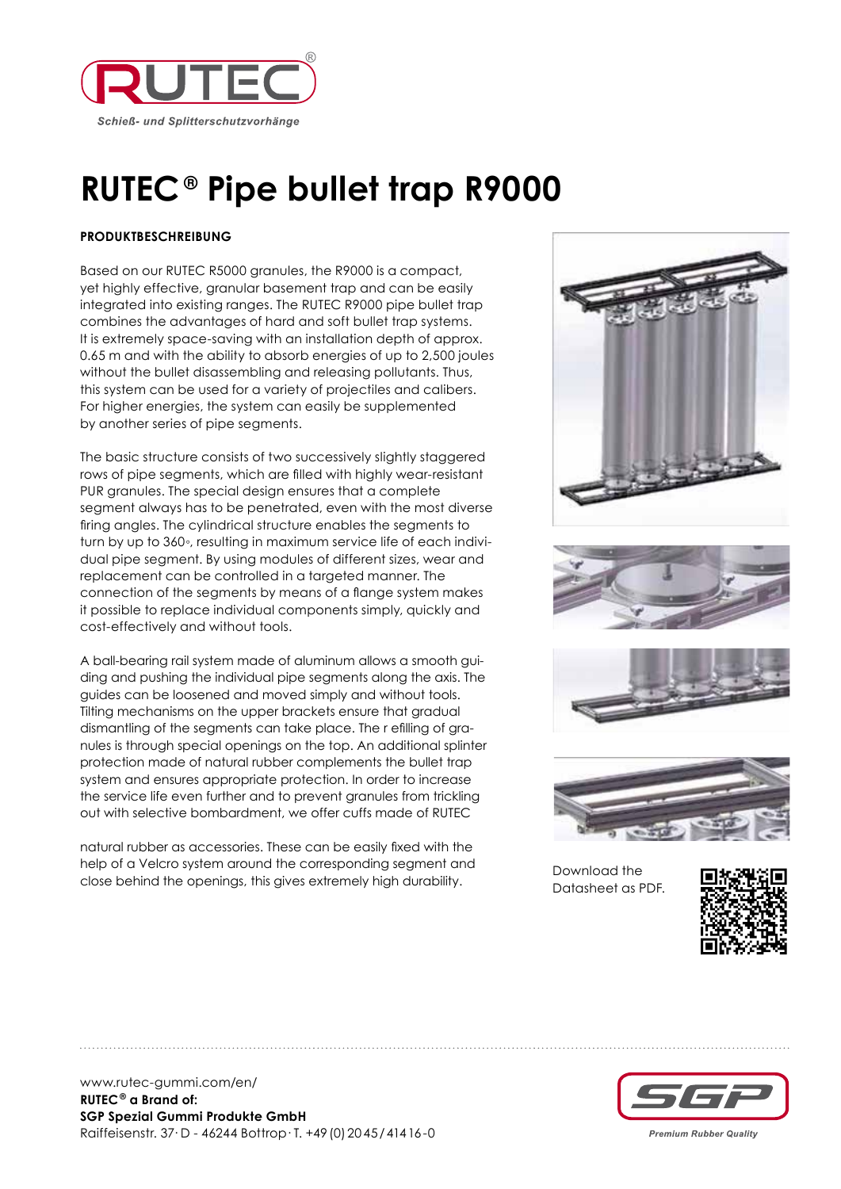RUTEC®

*Schieß- und Splitterschutzvorhänge*

# RUTEC® Pipe bullet trap R9000

**PRODUKTBESCHREIBUNG**

Based on our RUTEC R5000 granules, the R9000 is a compact, yet highly effective, granular basement trap and can be easily integrated into existing ranges. The RUTEC R9000 pipe bullet trap combines the advantages of hard and soft bullet trap systems. It is extremely space-saving with an installation depth of approx. 0.65 m and with the ability to absorb energies of up to 2,500 joules without the bullet disassembling and releasing pollutants. Thus, this system can be used for a variety of projectiles and calibers. For higher energies, the system can easily be supplemented by another series of pipe segments.

The basic structure consists of two successively slightly staggered rows of pipe segments, which are filled with highly wear-resistant PUR granules. The special design ensures that a complete segment always has to be penetrated, even with the most diverse firing angles. The cylindrical structure enables the segments to turn by up to 360°, resulting in maximum service life of each individual pipe segment. By using modules of different sizes, wear and replacement can be controlled in a targeted manner. The connection of the segments by means of a flange system makes it possible to replace individual components simply, quickly and cost-effectively and without tools.

A ball-bearing rail system made of aluminum allows a smooth guiding and pushing the individual pipe segments along the axis. The guides can be loosened and moved simply and without tools. Tilting mechanisms on the upper brackets ensure that gradual dismantling of the segments can take place. The r efilling of granules is through special openings on the top. An additional splinter protection made of natural rubber complements the bullet trap system and ensures appropriate protection. In order to increase the service life even further and to prevent granules from trickling out with selective bombardment, we offer cuffs made of RUTEC natural rubber as accessories. These can be easily fixed with the help of a Velcro system around the corresponding segment and close behind the openings, this gives extremely high durability.

Download the Datasheet as PDF.

www.rutec-gummi.com/en/
**RUTEC® a Brand of:**
**SGP Spezial Gummi Produkte GmbH**
Raiffeisenstr. 37 · D - 46244 Bottrop · T. +49 (0) 20 45 / 414 16 - 0

SGP
*Premium Rubber Quality*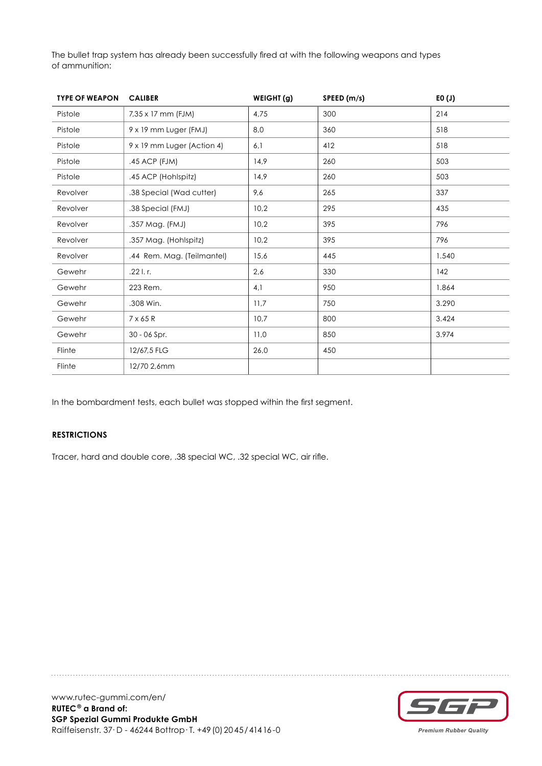The bullet trap system has already been successfully fired at with the following weapons and types of ammunition:

| TYPE OF WEAPON | CALIBER | WEIGHT (g) | SPEED (m/s) | E0 (J) |
|---|---|---|---|---|
| Pistole | 7,35 x 17 mm (FJM) | 4,75 | 300 | 214 |
| Pistole | 9 x 19 mm Luger (FMJ) | 8,0 | 360 | 518 |
| Pistole | 9 x 19 mm Luger (Action 4) | 6,1 | 412 | 518 |
| Pistole | .45 ACP (FJM) | 14,9 | 260 | 503 |
| Pistole | .45 ACP (Hohlspitz) | 14,9 | 260 | 503 |
| Revolver | .38 Special (Wad cutter) | 9,6 | 265 | 337 |
| Revolver | .38 Special (FMJ) | 10,2 | 295 | 435 |
| Revolver | .357 Mag. (FMJ) | 10,2 | 395 | 796 |
| Revolver | .357 Mag. (Hohlspitz) | 10,2 | 395 | 796 |
| Revolver | .44 Rem. Mag. (Teilmantel) | 15,6 | 445 | 1.540 |
| Gewehr | .22 l. r. | 2,6 | 330 | 142 |
| Gewehr | 223 Rem. | 4,1 | 950 | 1.864 |
| Gewehr | .308 Win. | 11,7 | 750 | 3.290 |
| Gewehr | 7 x 65 R | 10,7 | 800 | 3.424 |
| Gewehr | 30 - 06 Spr. | 11,0 | 850 | 3.974 |
| Flinte | 12/67,5 FLG | 26,0 | 450 | |
| Flinte | 12/70 2,6mm | | | |

In the bombardment tests, each bullet was stopped within the first segment.

**RESTRICTIONS**

Tracer, hard and double core, .38 special WC, .32 special WC, air rifle.

www.rutec-gummi.com/en/
**RUTEC® a Brand of:**
**SGP Spezial Gummi Produkte GmbH**
Raiffeisenstr. 37 · D - 46244 Bottrop · T. +49 (0) 20 45 / 414 16-0

SGP
Premium Rubber Quality